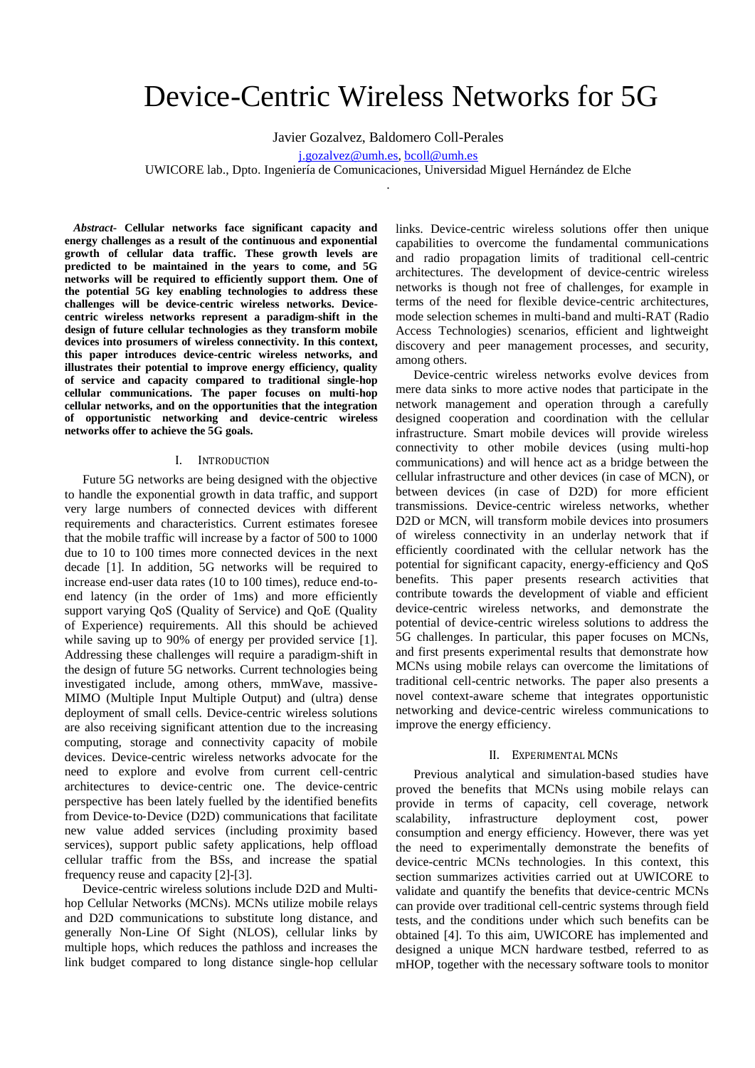# Device-Centric Wireless Networks for 5G

Javier Gozalvez, Baldomero Coll-Perales

j.gozalvez@umh.es, bcoll@umh.es

UWICORE lab., Dpto. Ingeniería de Comunicaciones, Universidad Miguel Hernández de Elche

***Abstract*- Cellular networks face significant capacity and energy challenges as a result of the continuous and exponential growth of cellular data traffic. These growth levels are predicted to be maintained in the years to come, and 5G networks will be required to efficiently support them. One of the potential 5G key enabling technologies to address these challenges will be device-centric wireless networks. Device-centric wireless networks represent a paradigm-shift in the design of future cellular technologies as they transform mobile devices into prosumers of wireless connectivity. In this context, this paper introduces device-centric wireless networks, and illustrates their potential to improve energy efficiency, quality of service and capacity compared to traditional single-hop cellular communications. The paper focuses on multi-hop cellular networks, and on the opportunities that the integration of opportunistic networking and device-centric wireless networks offer to achieve the 5G goals.**

## I. Introduction

Future 5G networks are being designed with the objective to handle the exponential growth in data traffic, and support very large numbers of connected devices with different requirements and characteristics. Current estimates foresee that the mobile traffic will increase by a factor of 500 to 1000 due to 10 to 100 times more connected devices in the next decade [1]. In addition, 5G networks will be required to increase end-user data rates (10 to 100 times), reduce end-to-end latency (in the order of 1ms) and more efficiently support varying QoS (Quality of Service) and QoE (Quality of Experience) requirements. All this should be achieved while saving up to 90% of energy per provided service [1]. Addressing these challenges will require a paradigm-shift in the design of future 5G networks. Current technologies being investigated include, among others, mmWave, massive-MIMO (Multiple Input Multiple Output) and (ultra) dense deployment of small cells. Device-centric wireless solutions are also receiving significant attention due to the increasing computing, storage and connectivity capacity of mobile devices. Device-centric wireless networks advocate for the need to explore and evolve from current cell-centric architectures to device-centric one. The device-centric perspective has been lately fuelled by the identified benefits from Device-to-Device (D2D) communications that facilitate new value added services (including proximity based services), support public safety applications, help offload cellular traffic from the BSs, and increase the spatial frequency reuse and capacity [2]-[3].

Device-centric wireless solutions include D2D and Multi-hop Cellular Networks (MCNs). MCNs utilize mobile relays and D2D communications to substitute long distance, and generally Non-Line Of Sight (NLOS), cellular links by multiple hops, which reduces the pathloss and increases the link budget compared to long distance single-hop cellular links. Device-centric wireless solutions offer then unique capabilities to overcome the fundamental communications and radio propagation limits of traditional cell-centric architectures. The development of device-centric wireless networks is though not free of challenges, for example in terms of the need for flexible device-centric architectures, mode selection schemes in multi-band and multi-RAT (Radio Access Technologies) scenarios, efficient and lightweight discovery and peer management processes, and security, among others.

Device-centric wireless networks evolve devices from mere data sinks to more active nodes that participate in the network management and operation through a carefully designed cooperation and coordination with the cellular infrastructure. Smart mobile devices will provide wireless connectivity to other mobile devices (using multi-hop communications) and will hence act as a bridge between the cellular infrastructure and other devices (in case of MCN), or between devices (in case of D2D) for more efficient transmissions. Device-centric wireless networks, whether D2D or MCN, will transform mobile devices into prosumers of wireless connectivity in an underlay network that if efficiently coordinated with the cellular network has the potential for significant capacity, energy-efficiency and QoS benefits. This paper presents research activities that contribute towards the development of viable and efficient device-centric wireless networks, and demonstrate the potential of device-centric wireless solutions to address the 5G challenges. In particular, this paper focuses on MCNs, and first presents experimental results that demonstrate how MCNs using mobile relays can overcome the limitations of traditional cell-centric networks. The paper also presents a novel context-aware scheme that integrates opportunistic networking and device-centric wireless communications to improve the energy efficiency.

## II. Experimental MCNs

Previous analytical and simulation-based studies have proved the benefits that MCNs using mobile relays can provide in terms of capacity, cell coverage, network scalability, infrastructure deployment cost, power consumption and energy efficiency. However, there was yet the need to experimentally demonstrate the benefits of device-centric MCNs technologies. In this context, this section summarizes activities carried out at UWICORE to validate and quantify the benefits that device-centric MCNs can provide over traditional cell-centric systems through field tests, and the conditions under which such benefits can be obtained [4]. To this aim, UWICORE has implemented and designed a unique MCN hardware testbed, referred to as mHOP, together with the necessary software tools to monitor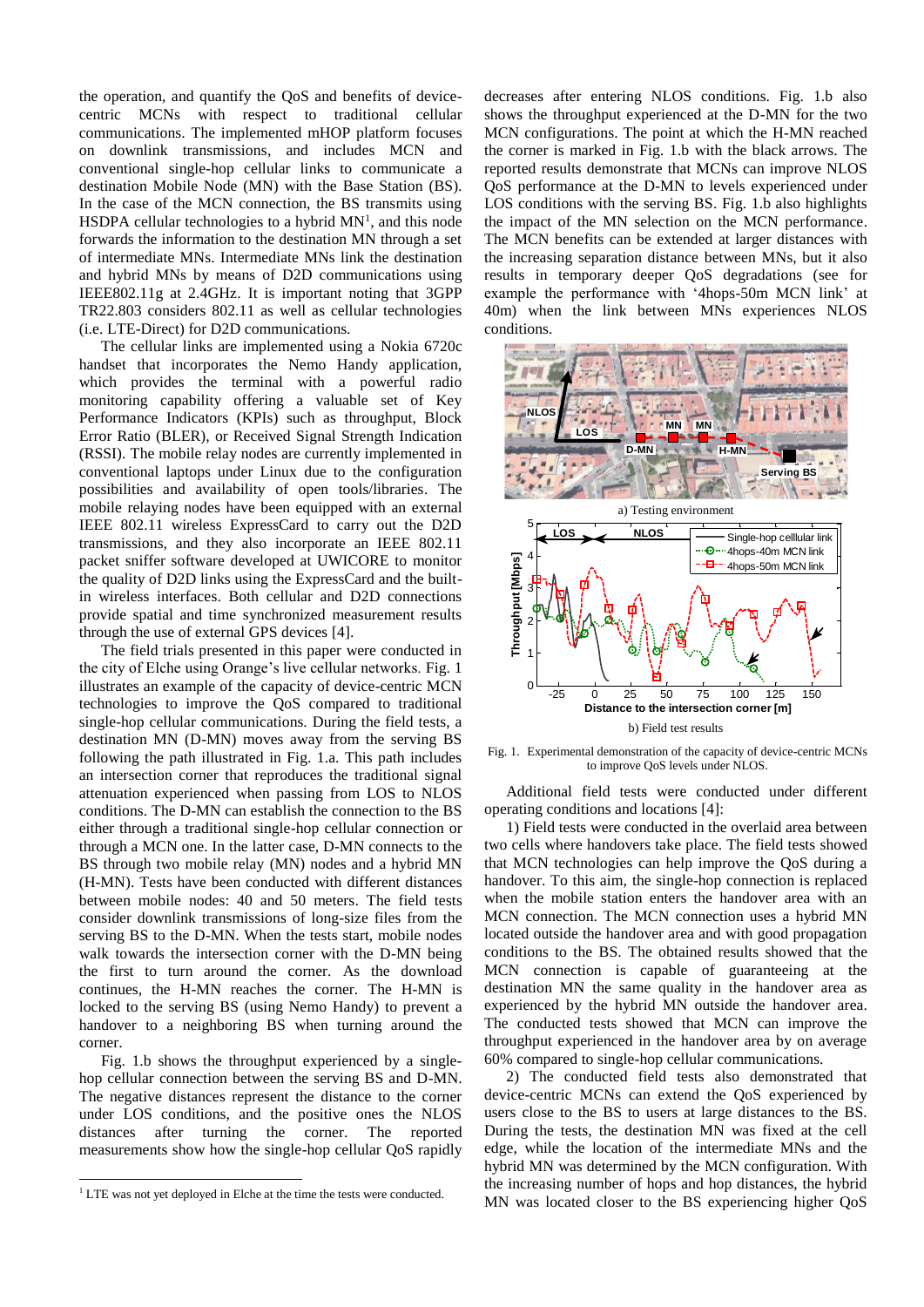the operation, and quantify the QoS and benefits of device-centric MCNs with respect to traditional cellular communications. The implemented mHOP platform focuses on downlink transmissions, and includes MCN and conventional single-hop cellular links to communicate a destination Mobile Node (MN) with the Base Station (BS). In the case of the MCN connection, the BS transmits using HSDPA cellular technologies to a hybrid MN[1], and this node forwards the information to the destination MN through a set of intermediate MNs. Intermediate MNs link the destination and hybrid MNs by means of D2D communications using IEEE802.11g at 2.4GHz. It is important noting that 3GPP TR22.803 considers 802.11 as well as cellular technologies (i.e. LTE-Direct) for D2D communications.

The cellular links are implemented using a Nokia 6720c handset that incorporates the Nemo Handy application, which provides the terminal with a powerful radio monitoring capability offering a valuable set of Key Performance Indicators (KPIs) such as throughput, Block Error Ratio (BLER), or Received Signal Strength Indication (RSSI). The mobile relay nodes are currently implemented in conventional laptops under Linux due to the configuration possibilities and availability of open tools/libraries. The mobile relaying nodes have been equipped with an external IEEE 802.11 wireless ExpressCard to carry out the D2D transmissions, and they also incorporate an IEEE 802.11 packet sniffer software developed at UWICORE to monitor the quality of D2D links using the ExpressCard and the built-in wireless interfaces. Both cellular and D2D connections provide spatial and time synchronized measurement results through the use of external GPS devices [4].

The field trials presented in this paper were conducted in the city of Elche using Orange's live cellular networks. Fig. 1 illustrates an example of the capacity of device-centric MCN technologies to improve the QoS compared to traditional single-hop cellular communications. During the field tests, a destination MN (D-MN) moves away from the serving BS following the path illustrated in Fig. 1.a. This path includes an intersection corner that reproduces the traditional signal attenuation experienced when passing from LOS to NLOS conditions. The D-MN can establish the connection to the BS either through a traditional single-hop cellular connection or through a MCN one. In the latter case, D-MN connects to the BS through two mobile relay (MN) nodes and a hybrid MN (H-MN). Tests have been conducted with different distances between mobile nodes: 40 and 50 meters. The field tests consider downlink transmissions of long-size files from the serving BS to the D-MN. When the tests start, mobile nodes walk towards the intersection corner with the D-MN being the first to turn around the corner. As the download continues, the H-MN reaches the corner. The H-MN is locked to the serving BS (using Nemo Handy) to prevent a handover to a neighboring BS when turning around the corner.

Fig. 1.b shows the throughput experienced by a single-hop cellular connection between the serving BS and D-MN. The negative distances represent the distance to the corner under LOS conditions, and the positive ones the NLOS distances after turning the corner. The reported measurements show how the single-hop cellular QoS rapidly decreases after entering NLOS conditions. Fig. 1.b also shows the throughput experienced at the D-MN for the two MCN configurations. The point at which the H-MN reached the corner is marked in Fig. 1.b with the black arrows. The reported results demonstrate that MCNs can improve NLOS QoS performance at the D-MN to levels experienced under LOS conditions with the serving BS. Fig. 1.b also highlights the impact of the MN selection on the MCN performance. The MCN benefits can be extended at larger distances with the increasing separation distance between MNs, but it also results in temporary deeper QoS degradations (see for example the performance with '4hops-50m MCN link' at 40m) when the link between MNs experiences NLOS conditions.

a) Testing environment

b) Field test results

Fig. 1. Experimental demonstration of the capacity of device-centric MCNs to improve QoS levels under NLOS.

Additional field tests were conducted under different operating conditions and locations [4]:

1) Field tests were conducted in the overlaid area between two cells where handovers take place. The field tests showed that MCN technologies can help improve the QoS during a handover. To this aim, the single-hop connection is replaced when the mobile station enters the handover area with an MCN connection. The MCN connection uses a hybrid MN located outside the handover area and with good propagation conditions to the BS. The obtained results showed that the MCN connection is capable of guaranteeing at the destination MN the same quality in the handover area as experienced by the hybrid MN outside the handover area. The conducted tests showed that MCN can improve the throughput experienced in the handover area by on average 60% compared to single-hop cellular communications.

2) The conducted field tests also demonstrated that device-centric MCNs can extend the QoS experienced by users close to the BS to users at large distances to the BS. During the tests, the destination MN was fixed at the cell edge, while the location of the intermediate MNs and the hybrid MN was determined by the MCN configuration. With the increasing number of hops and hop distances, the hybrid MN was located closer to the BS experiencing higher QoS

[1] LTE was not yet deployed in Elche at the time the tests were conducted.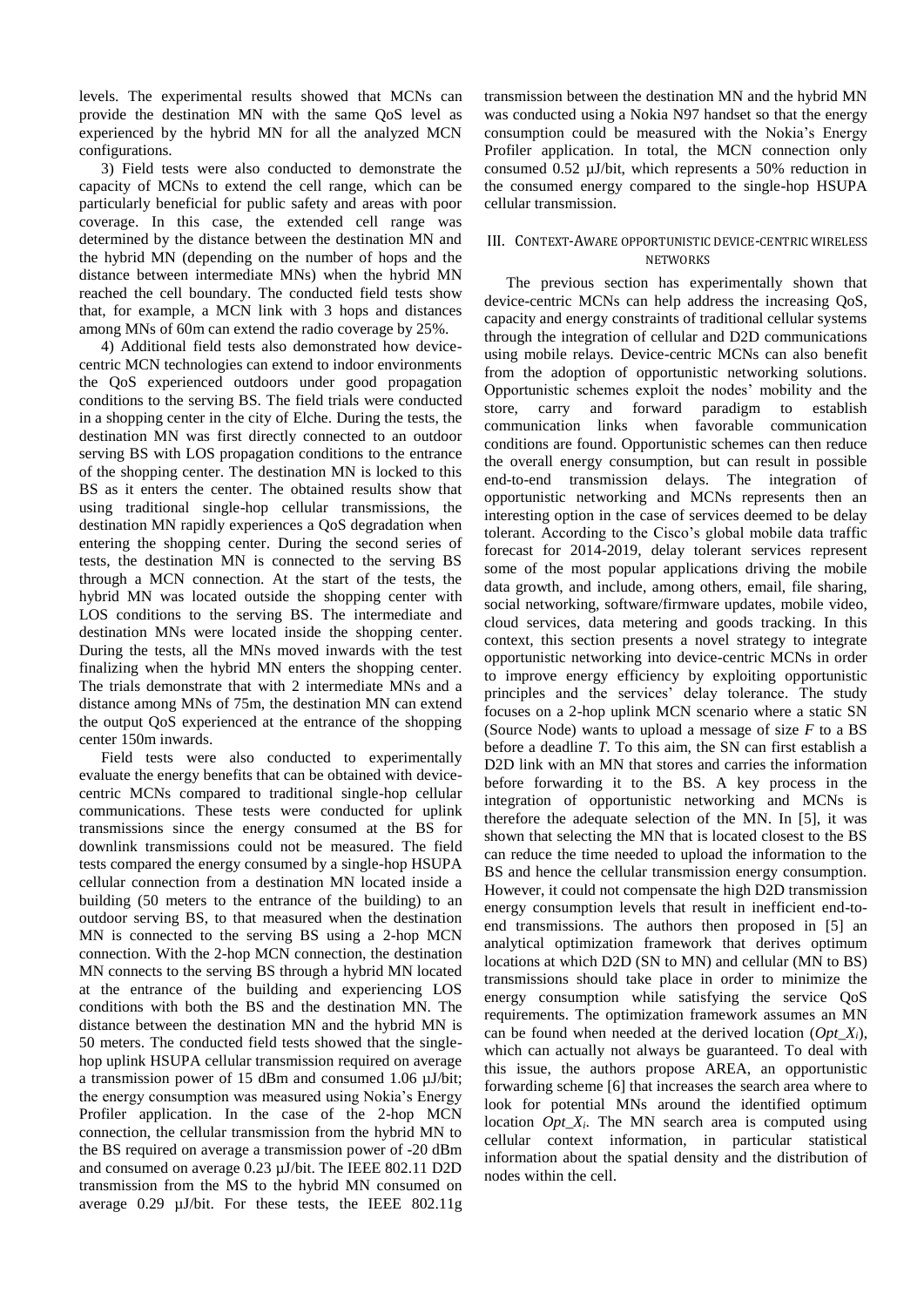levels. The experimental results showed that MCNs can provide the destination MN with the same QoS level as experienced by the hybrid MN for all the analyzed MCN configurations.

3) Field tests were also conducted to demonstrate the capacity of MCNs to extend the cell range, which can be particularly beneficial for public safety and areas with poor coverage. In this case, the extended cell range was determined by the distance between the destination MN and the hybrid MN (depending on the number of hops and the distance between intermediate MNs) when the hybrid MN reached the cell boundary. The conducted field tests show that, for example, a MCN link with 3 hops and distances among MNs of 60m can extend the radio coverage by 25%.

4) Additional field tests also demonstrated how device-centric MCN technologies can extend to indoor environments the QoS experienced outdoors under good propagation conditions to the serving BS. The field trials were conducted in a shopping center in the city of Elche. During the tests, the destination MN was first directly connected to an outdoor serving BS with LOS propagation conditions to the entrance of the shopping center. The destination MN is locked to this BS as it enters the center. The obtained results show that using traditional single-hop cellular transmissions, the destination MN rapidly experiences a QoS degradation when entering the shopping center. During the second series of tests, the destination MN is connected to the serving BS through a MCN connection. At the start of the tests, the hybrid MN was located outside the shopping center with LOS conditions to the serving BS. The intermediate and destination MNs were located inside the shopping center. During the tests, all the MNs moved inwards with the test finalizing when the hybrid MN enters the shopping center. The trials demonstrate that with 2 intermediate MNs and a distance among MNs of 75m, the destination MN can extend the output QoS experienced at the entrance of the shopping center 150m inwards.

Field tests were also conducted to experimentally evaluate the energy benefits that can be obtained with device-centric MCNs compared to traditional single-hop cellular communications. These tests were conducted for uplink transmissions since the energy consumed at the BS for downlink transmissions could not be measured. The field tests compared the energy consumed by a single-hop HSUPA cellular connection from a destination MN located inside a building (50 meters to the entrance of the building) to an outdoor serving BS, to that measured when the destination MN is connected to the serving BS using a 2-hop MCN connection. With the 2-hop MCN connection, the destination MN connects to the serving BS through a hybrid MN located at the entrance of the building and experiencing LOS conditions with both the BS and the destination MN. The distance between the destination MN and the hybrid MN is 50 meters. The conducted field tests showed that the single-hop uplink HSUPA cellular transmission required on average a transmission power of 15 dBm and consumed 1.06 µJ/bit; the energy consumption was measured using Nokia's Energy Profiler application. In the case of the 2-hop MCN connection, the cellular transmission from the hybrid MN to the BS required on average a transmission power of -20 dBm and consumed on average 0.23 µJ/bit. The IEEE 802.11 D2D transmission from the MS to the hybrid MN consumed on average 0.29 µJ/bit. For these tests, the IEEE 802.11g transmission between the destination MN and the hybrid MN was conducted using a Nokia N97 handset so that the energy consumption could be measured with the Nokia's Energy Profiler application. In total, the MCN connection only consumed 0.52 µJ/bit, which represents a 50% reduction in the consumed energy compared to the single-hop HSUPA cellular transmission.

## III. Context-Aware Opportunistic Device-Centric Wireless Networks

The previous section has experimentally shown that device-centric MCNs can help address the increasing QoS, capacity and energy constraints of traditional cellular systems through the integration of cellular and D2D communications using mobile relays. Device-centric MCNs can also benefit from the adoption of opportunistic networking solutions. Opportunistic schemes exploit the nodes' mobility and the store, carry and forward paradigm to establish communication links when favorable communication conditions are found. Opportunistic schemes can then reduce the overall energy consumption, but can result in possible end-to-end transmission delays. The integration of opportunistic networking and MCNs represents then an interesting option in the case of services deemed to be delay tolerant. According to the Cisco's global mobile data traffic forecast for 2014-2019, delay tolerant services represent some of the most popular applications driving the mobile data growth, and include, among others, email, file sharing, social networking, software/firmware updates, mobile video, cloud services, data metering and goods tracking. In this context, this section presents a novel strategy to integrate opportunistic networking into device-centric MCNs in order to improve energy efficiency by exploiting opportunistic principles and the services' delay tolerance. The study focuses on a 2-hop uplink MCN scenario where a static SN (Source Node) wants to upload a message of size $F$ to a BS before a deadline $T$. To this aim, the SN can first establish a D2D link with an MN that stores and carries the information before forwarding it to the BS. A key process in the integration of opportunistic networking and MCNs is therefore the adequate selection of the MN. In [5], it was shown that selecting the MN that is located closest to the BS can reduce the time needed to upload the information to the BS and hence the cellular transmission energy consumption. However, it could not compensate the high D2D transmission energy consumption levels that result in inefficient end-to-end transmissions. The authors then proposed in [5] an analytical optimization framework that derives optimum locations at which D2D (SN to MN) and cellular (MN to BS) transmissions should take place in order to minimize the energy consumption while satisfying the service QoS requirements. The optimization framework assumes an MN can be found when needed at the derived location ($Opt\_X_i$), which can actually not always be guaranteed. To deal with this issue, the authors propose AREA, an opportunistic forwarding scheme [6] that increases the search area where to look for potential MNs around the identified optimum location $Opt\_X_i$. The MN search area is computed using cellular context information, in particular statistical information about the spatial density and the distribution of nodes within the cell.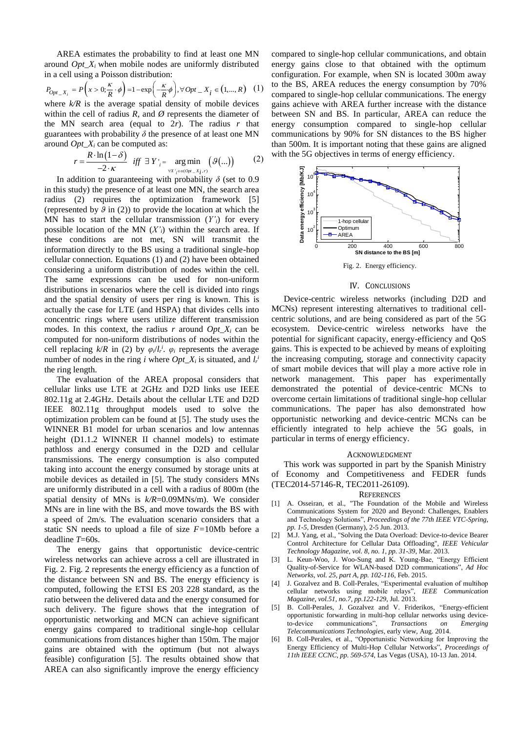AREA estimates the probability to find at least one MN around $Opt\_X_i$ when mobile nodes are uniformly distributed in a cell using a Poisson distribution:

$$P_{Opt\_X_i} = P\left(x > 0; \frac{\kappa}{R} \cdot \phi\right) = 1 - \exp\left(-\frac{\kappa}{R}\phi\right), \forall Opt\_X_i \in (1,...,R) \quad (1)$$

where $k/R$ is the average spatial density of mobile devices within the cell of radius $R$, and $Ø$ represents the diameter of the MN search area (equal to $2r$). The radius $r$ that guarantees with probability $\delta$ the presence of at least one MN around $Opt\_X_i$ can be computed as:

$$r = \frac{R \cdot \ln(1-\delta)}{-2 \cdot \kappa} \quad iff \;\; \exists\, Y'_i = \underset{\forall X'_i \in o(Opt\_X_i, r)}{\arg\min} \left(\vartheta(...)\right) \quad (2)$$

In addition to guaranteeing with probability $\delta$ (set to 0.9 in this study) the presence of at least one MN, the search area radius (2) requires the optimization framework [5] (represented by $\vartheta$ in (2)) to provide the location at which the MN has to start the cellular transmission ($Y'_i$) for every possible location of the MN ($X'_i$) within the search area. If these conditions are not met, SN will transmit the information directly to the BS using a traditional single-hop cellular connection. Equations (1) and (2) have been obtained considering a uniform distribution of nodes within the cell. The same expressions can be used for non-uniform distributions in scenarios where the cell is divided into rings and the spatial density of users per ring is known. This is actually the case for LTE (and HSPA) that divides cells into concentric rings where users utilize different transmission modes. In this context, the radius $r$ around $Opt\_X_i$ can be computed for non-uniform distributions of nodes within the cell replacing $k/R$ in (2) by $\varphi_i/l_r^i$. $\varphi_i$ represents the average number of nodes in the ring $i$ where $Opt\_X_i$ is situated, and $l_r^i$ the ring length.

The evaluation of the AREA proposal considers that cellular links use LTE at 2GHz and D2D links use IEEE 802.11g at 2.4GHz. Details about the cellular LTE and D2D IEEE 802.11g throughput models used to solve the optimization problem can be found at [5]. The study uses the WINNER B1 model for urban scenarios and low antennas height (D1.1.2 WINNER II channel models) to estimate pathloss and energy consumed in the D2D and cellular transmissions. The energy consumption is also computed taking into account the energy consumed by storage units at mobile devices as detailed in [5]. The study considers MNs are uniformly distributed in a cell with a radius of 800m (the spatial density of MNs is $k/R$=0.09MNs/m). We consider MNs are in line with the BS, and move towards the BS with a speed of 2m/s. The evaluation scenario considers that a static SN needs to upload a file of size $F$=10Mb before a deadline $T$=60s.

The energy gains that opportunistic device-centric wireless networks can achieve across a cell are illustrated in Fig. 2. Fig. 2 represents the energy efficiency as a function of the distance between SN and BS. The energy efficiency is computed, following the ETSI ES 203 228 standard, as the ratio between the delivered data and the energy consumed for such delivery. The figure shows that the integration of opportunistic networking and MCN can achieve significant energy gains compared to traditional single-hop cellular communications from distances higher than 150m. The major gains are obtained with the optimum (but not always feasible) configuration [5]. The results obtained show that AREA can also significantly improve the energy efficiency compared to single-hop cellular communications, and obtain energy gains close to that obtained with the optimum configuration. For example, when SN is located 300m away to the BS, AREA reduces the energy consumption by 70% compared to single-hop cellular communications. The energy gains achieve with AREA further increase with the distance between SN and BS. In particular, AREA can reduce the energy consumption compared to single-hop cellular communications by 90% for SN distances to the BS higher than 500m. It is important noting that these gains are aligned with the 5G objectives in terms of energy efficiency.

Data energy efficiency [Mb/KJ]
$10^5$
$10^4$
$10^3$
$10^2$
0
200
400
600
800
SN distance to the BS [m]
1-hop cellular
Optimum
AREA

Fig. 2. Energy efficiency.

## IV. CONCLUSIONS

Device-centric wireless networks (including D2D and MCNs) represent interesting alternatives to traditional cell-centric solutions, and are being considered as part of the 5G ecosystem. Device-centric wireless networks have the potential for significant capacity, energy-efficiency and QoS gains. This is expected to be achieved by means of exploiting the increasing computing, storage and connectivity capacity of smart mobile devices that will play a more active role in network management. This paper has experimentally demonstrated the potential of device-centric MCNs to overcome certain limitations of traditional single-hop cellular communications. The paper has also demonstrated how opportunistic networking and device-centric MCNs can be efficiently integrated to help achieve the 5G goals, in particular in terms of energy efficiency.

## ACKNOWLEDGMENT

This work was supported in part by the Spanish Ministry of Economy and Competitiveness and FEDER funds (TEC2014-57146-R, TEC2011-26109).

## REFERENCES

[1] A. Osseiran, et al., "The Foundation of the Mobile and Wireless Communications System for 2020 and Beyond: Challenges, Enablers and Technology Solutions", *Proceedings of the 77th IEEE VTC-Spring, pp. 1-5*, Dresden (Germany), 2-5 Jun. 2013.

[2] M.J. Yang, et al., "Solving the Data Overload: Device-to-device Bearer Control Architecture for Cellular Data Offloading", *IEEE Vehicular Technology Magazine, vol. 8, no. 1, pp. 31-39*, Mar. 2013.

[3] L. Keun-Woo, J. Woo-Sung and K. Young-Bae, "Energy Efficient Quality-of-Service for WLAN-based D2D communications", *Ad Hoc Networks, vol. 25, part A, pp. 102-116*, Feb. 2015.

[4] J. Gozalvez and B. Coll-Perales, "Experimental evaluation of multihop cellular networks using mobile relays", *IEEE Communication Magazine, vol.51, no.7, pp.122-129*, Jul. 2013.

[5] B. Coll-Perales, J. Gozalvez and V. Friderikos, "Energy-efficient opportunistic forwarding in multi-hop cellular networks using device-to-device communications", *Transactions on Emerging Telecommunications Technologies*, early view, Aug. 2014.

[6] B. Coll-Perales, et al., "Opportunistic Networking for Improving the Energy Efficiency of Multi-Hop Cellular Networks", *Proceedings of 11th IEEE CCNC, pp. 569-574*, Las Vegas (USA), 10-13 Jan. 2014.